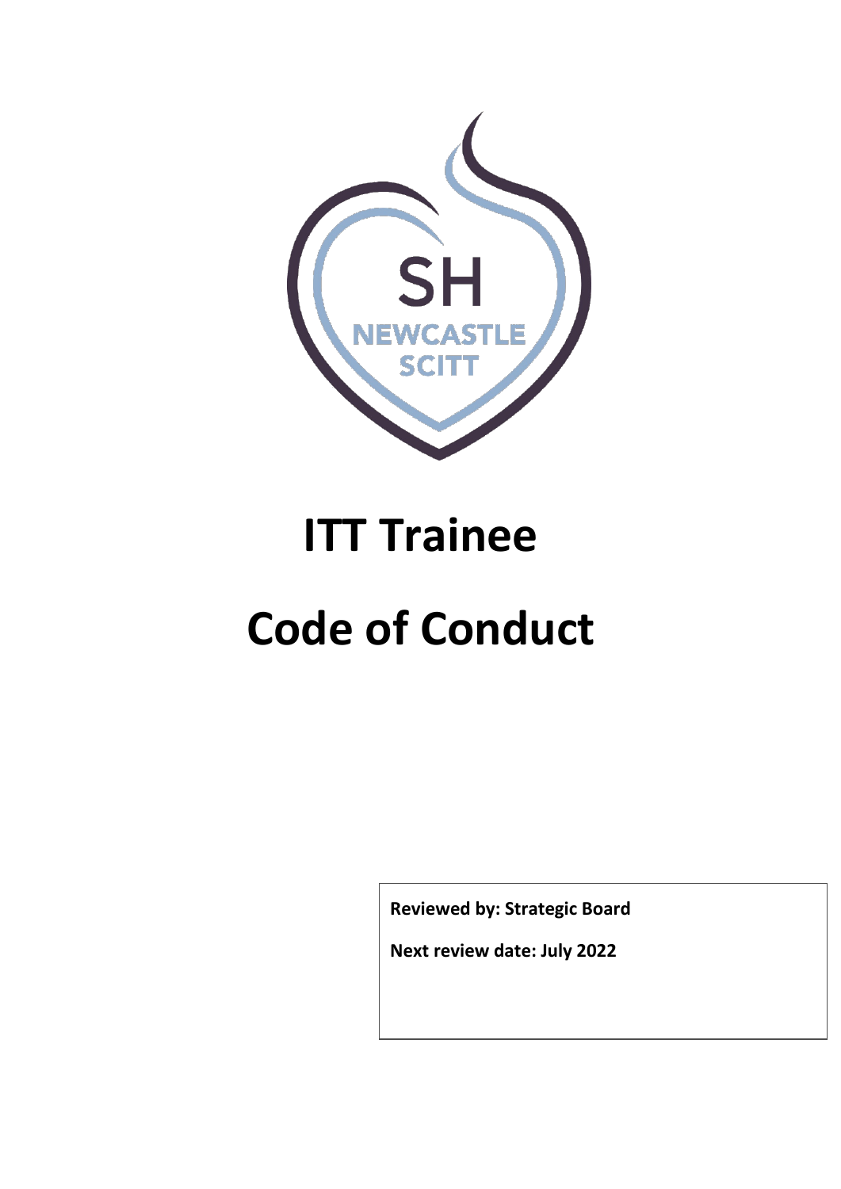SH

NEWCASTLE

SCITT

# ITT Trainee

# Code of Conduct

**Reviewed by: Strategic Board**

**Next review date: July 2022**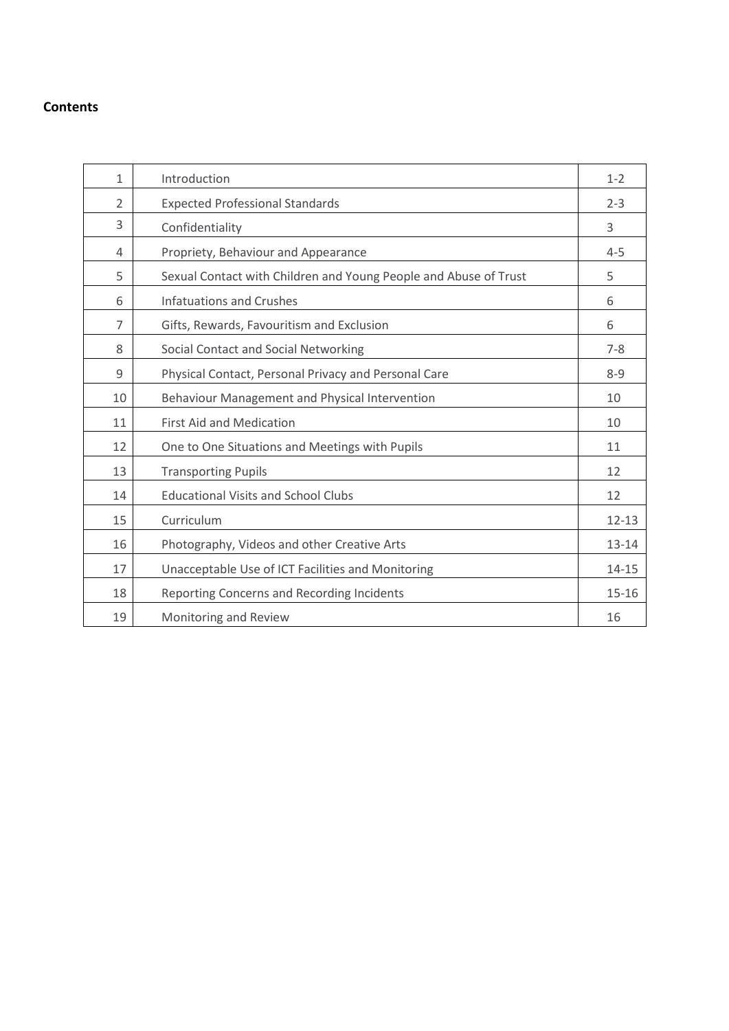**Contents**

| | | |
|---|---|---|
| 1 | Introduction | 1-2 |
| 2 | Expected Professional Standards | 2-3 |
| 3 | Confidentiality | 3 |
| 4 | Propriety, Behaviour and Appearance | 4-5 |
| 5 | Sexual Contact with Children and Young People and Abuse of Trust | 5 |
| 6 | Infatuations and Crushes | 6 |
| 7 | Gifts, Rewards, Favouritism and Exclusion | 6 |
| 8 | Social Contact and Social Networking | 7-8 |
| 9 | Physical Contact, Personal Privacy and Personal Care | 8-9 |
| 10 | Behaviour Management and Physical Intervention | 10 |
| 11 | First Aid and Medication | 10 |
| 12 | One to One Situations and Meetings with Pupils | 11 |
| 13 | Transporting Pupils | 12 |
| 14 | Educational Visits and School Clubs | 12 |
| 15 | Curriculum | 12-13 |
| 16 | Photography, Videos and other Creative Arts | 13-14 |
| 17 | Unacceptable Use of ICT Facilities and Monitoring | 14-15 |
| 18 | Reporting Concerns and Recording Incidents | 15-16 |
| 19 | Monitoring and Review | 16 |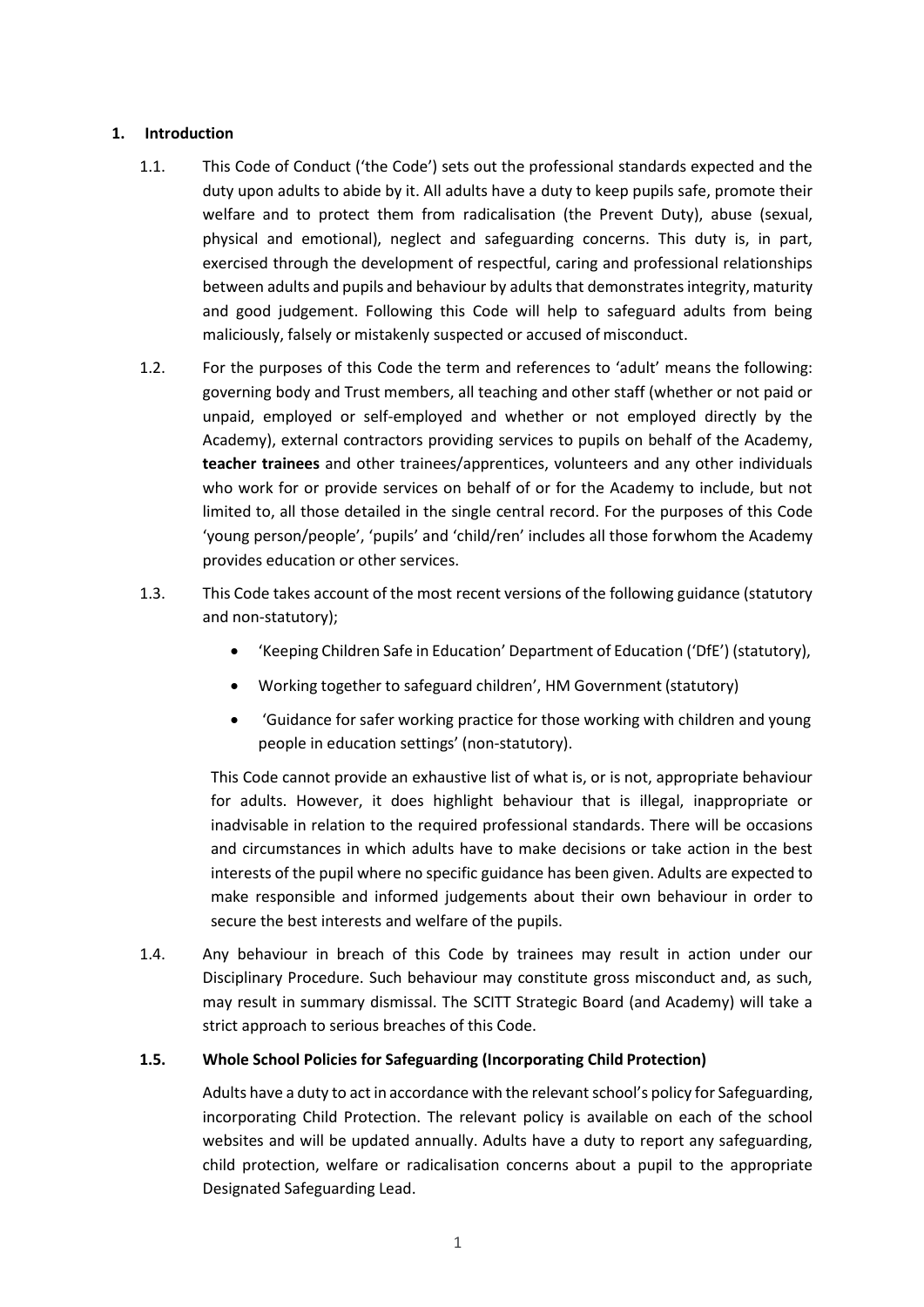## 1. Introduction

1.1. This Code of Conduct ('the Code') sets out the professional standards expected and the duty upon adults to abide by it. All adults have a duty to keep pupils safe, promote their welfare and to protect them from radicalisation (the Prevent Duty), abuse (sexual, physical and emotional), neglect and safeguarding concerns. This duty is, in part, exercised through the development of respectful, caring and professional relationships between adults and pupils and behaviour by adults that demonstrates integrity, maturity and good judgement. Following this Code will help to safeguard adults from being maliciously, falsely or mistakenly suspected or accused of misconduct.

1.2. For the purposes of this Code the term and references to 'adult' means the following: governing body and Trust members, all teaching and other staff (whether or not paid or unpaid, employed or self-employed and whether or not employed directly by the Academy), external contractors providing services to pupils on behalf of the Academy, **teacher trainees** and other trainees/apprentices, volunteers and any other individuals who work for or provide services on behalf of or for the Academy to include, but not limited to, all those detailed in the single central record. For the purposes of this Code 'young person/people', 'pupils' and 'child/ren' includes all those forwhom the Academy provides education or other services.

1.3. This Code takes account of the most recent versions of the following guidance (statutory and non-statutory);

- 'Keeping Children Safe in Education' Department of Education ('DfE') (statutory),
- Working together to safeguard children', HM Government (statutory)
- 'Guidance for safer working practice for those working with children and young people in education settings' (non-statutory).

This Code cannot provide an exhaustive list of what is, or is not, appropriate behaviour for adults. However, it does highlight behaviour that is illegal, inappropriate or inadvisable in relation to the required professional standards. There will be occasions and circumstances in which adults have to make decisions or take action in the best interests of the pupil where no specific guidance has been given. Adults are expected to make responsible and informed judgements about their own behaviour in order to secure the best interests and welfare of the pupils.

1.4. Any behaviour in breach of this Code by trainees may result in action under our Disciplinary Procedure. Such behaviour may constitute gross misconduct and, as such, may result in summary dismissal. The SCITT Strategic Board (and Academy) will take a strict approach to serious breaches of this Code.

### 1.5. Whole School Policies for Safeguarding (Incorporating Child Protection)

Adults have a duty to act in accordance with the relevant school's policy for Safeguarding, incorporating Child Protection. The relevant policy is available on each of the school websites and will be updated annually. Adults have a duty to report any safeguarding, child protection, welfare or radicalisation concerns about a pupil to the appropriate Designated Safeguarding Lead.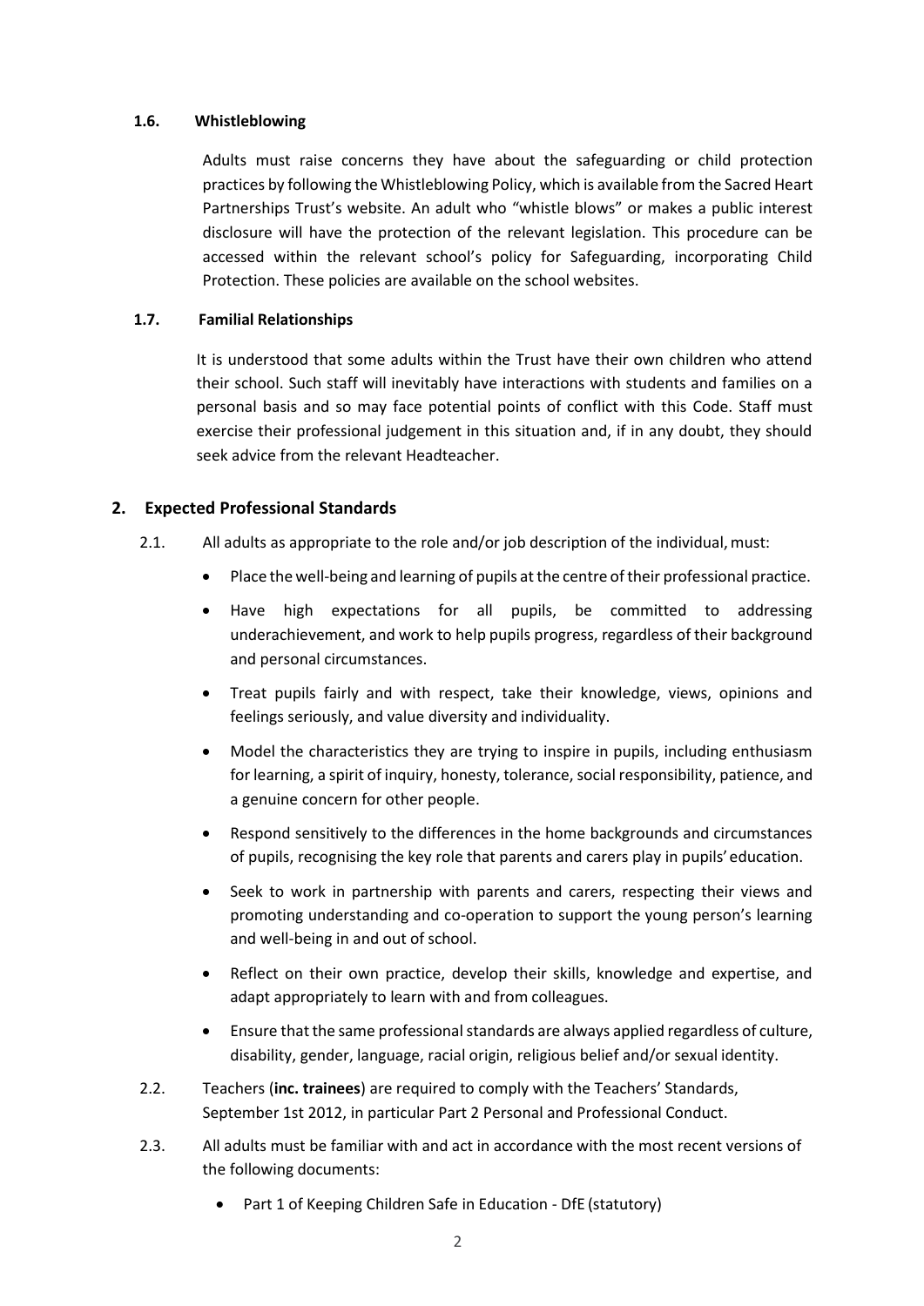### 1.6. Whistleblowing

Adults must raise concerns they have about the safeguarding or child protection practices by following the Whistleblowing Policy, which is available from the Sacred Heart Partnerships Trust's website. An adult who "whistle blows" or makes a public interest disclosure will have the protection of the relevant legislation. This procedure can be accessed within the relevant school's policy for Safeguarding, incorporating Child Protection. These policies are available on the school websites.

### 1.7. Familial Relationships

It is understood that some adults within the Trust have their own children who attend their school. Such staff will inevitably have interactions with students and families on a personal basis and so may face potential points of conflict with this Code. Staff must exercise their professional judgement in this situation and, if in any doubt, they should seek advice from the relevant Headteacher.

## 2. Expected Professional Standards

2.1. All adults as appropriate to the role and/or job description of the individual, must:

- Place the well-being and learning of pupils at the centre of their professional practice.
- Have high expectations for all pupils, be committed to addressing underachievement, and work to help pupils progress, regardless of their background and personal circumstances.
- Treat pupils fairly and with respect, take their knowledge, views, opinions and feelings seriously, and value diversity and individuality.
- Model the characteristics they are trying to inspire in pupils, including enthusiasm for learning, a spirit of inquiry, honesty, tolerance, social responsibility, patience, and a genuine concern for other people.
- Respond sensitively to the differences in the home backgrounds and circumstances of pupils, recognising the key role that parents and carers play in pupils' education.
- Seek to work in partnership with parents and carers, respecting their views and promoting understanding and co-operation to support the young person's learning and well-being in and out of school.
- Reflect on their own practice, develop their skills, knowledge and expertise, and adapt appropriately to learn with and from colleagues.
- Ensure that the same professional standards are always applied regardless of culture, disability, gender, language, racial origin, religious belief and/or sexual identity.

2.2. Teachers (**inc. trainees**) are required to comply with the Teachers' Standards, September 1st 2012, in particular Part 2 Personal and Professional Conduct.

2.3. All adults must be familiar with and act in accordance with the most recent versions of the following documents:

- Part 1 of Keeping Children Safe in Education - DfE (statutory)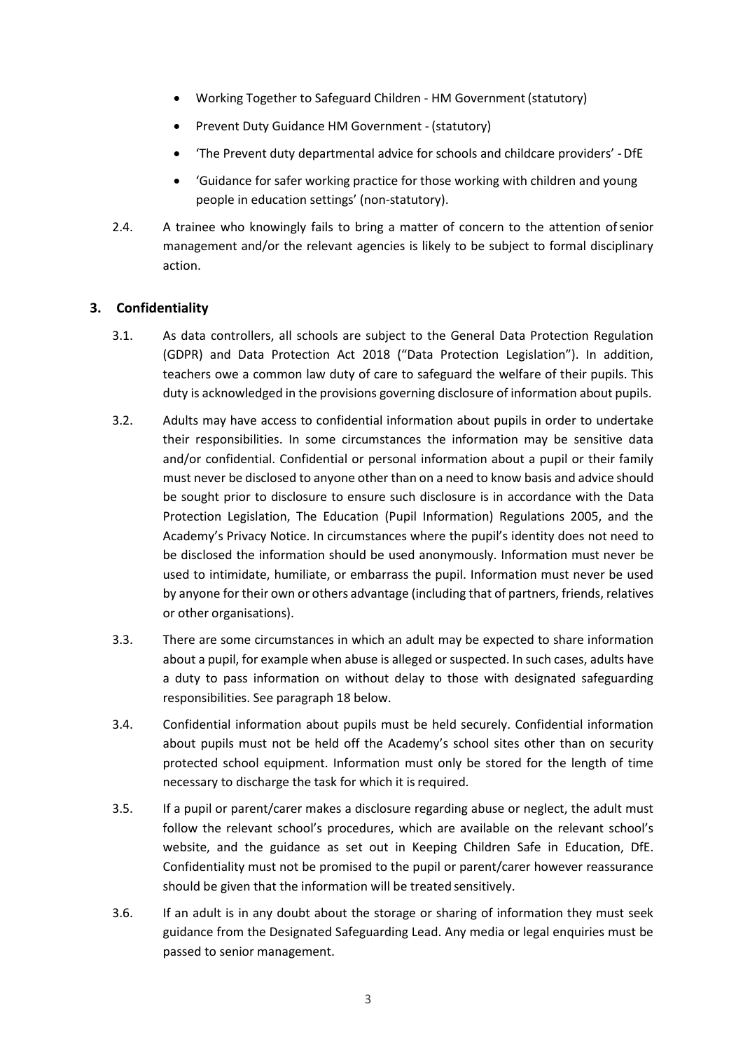- Working Together to Safeguard Children - HM Government (statutory)
- Prevent Duty Guidance HM Government - (statutory)
- 'The Prevent duty departmental advice for schools and childcare providers' - DfE
- 'Guidance for safer working practice for those working with children and young people in education settings' (non-statutory).

2.4. A trainee who knowingly fails to bring a matter of concern to the attention of senior management and/or the relevant agencies is likely to be subject to formal disciplinary action.

## 3. Confidentiality

3.1. As data controllers, all schools are subject to the General Data Protection Regulation (GDPR) and Data Protection Act 2018 ("Data Protection Legislation"). In addition, teachers owe a common law duty of care to safeguard the welfare of their pupils. This duty is acknowledged in the provisions governing disclosure of information about pupils.

3.2. Adults may have access to confidential information about pupils in order to undertake their responsibilities. In some circumstances the information may be sensitive data and/or confidential. Confidential or personal information about a pupil or their family must never be disclosed to anyone other than on a need to know basis and advice should be sought prior to disclosure to ensure such disclosure is in accordance with the Data Protection Legislation, The Education (Pupil Information) Regulations 2005, and the Academy's Privacy Notice. In circumstances where the pupil's identity does not need to be disclosed the information should be used anonymously. Information must never be used to intimidate, humiliate, or embarrass the pupil. Information must never be used by anyone for their own or others advantage (including that of partners, friends, relatives or other organisations).

3.3. There are some circumstances in which an adult may be expected to share information about a pupil, for example when abuse is alleged or suspected. In such cases, adults have a duty to pass information on without delay to those with designated safeguarding responsibilities. See paragraph 18 below.

3.4. Confidential information about pupils must be held securely. Confidential information about pupils must not be held off the Academy's school sites other than on security protected school equipment. Information must only be stored for the length of time necessary to discharge the task for which it is required.

3.5. If a pupil or parent/carer makes a disclosure regarding abuse or neglect, the adult must follow the relevant school's procedures, which are available on the relevant school's website, and the guidance as set out in Keeping Children Safe in Education, DfE. Confidentiality must not be promised to the pupil or parent/carer however reassurance should be given that the information will be treated sensitively.

3.6. If an adult is in any doubt about the storage or sharing of information they must seek guidance from the Designated Safeguarding Lead. Any media or legal enquiries must be passed to senior management.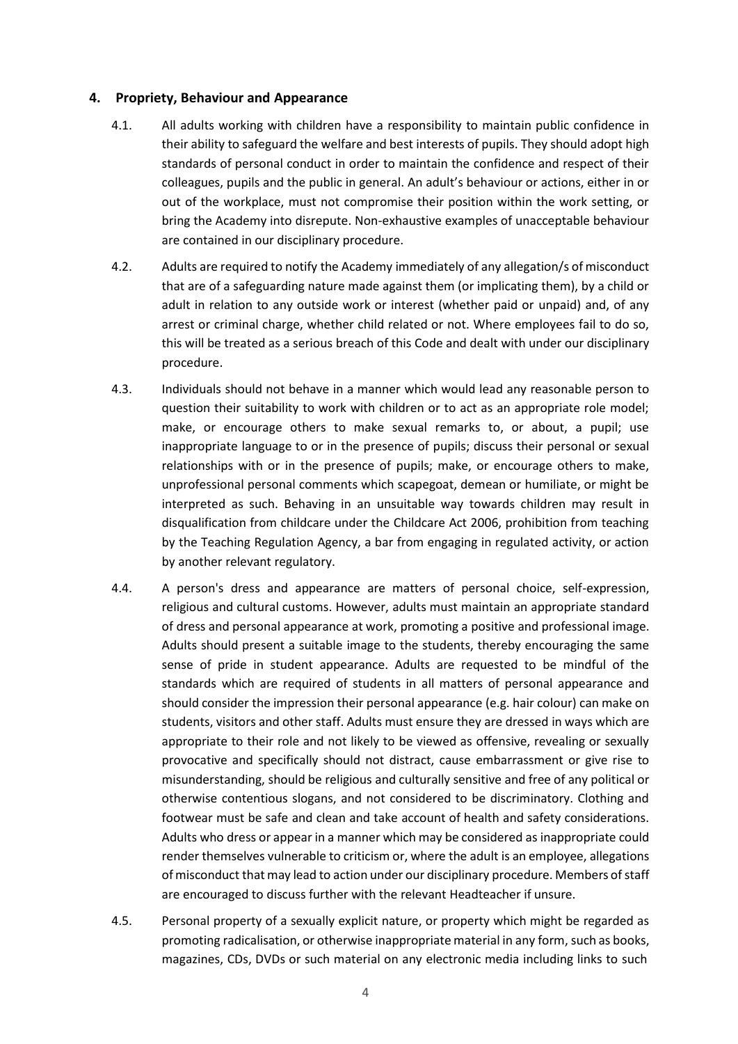## 4. Propriety, Behaviour and Appearance

4.1. All adults working with children have a responsibility to maintain public confidence in their ability to safeguard the welfare and best interests of pupils. They should adopt high standards of personal conduct in order to maintain the confidence and respect of their colleagues, pupils and the public in general. An adult's behaviour or actions, either in or out of the workplace, must not compromise their position within the work setting, or bring the Academy into disrepute. Non-exhaustive examples of unacceptable behaviour are contained in our disciplinary procedure.

4.2. Adults are required to notify the Academy immediately of any allegation/s of misconduct that are of a safeguarding nature made against them (or implicating them), by a child or adult in relation to any outside work or interest (whether paid or unpaid) and, of any arrest or criminal charge, whether child related or not. Where employees fail to do so, this will be treated as a serious breach of this Code and dealt with under our disciplinary procedure.

4.3. Individuals should not behave in a manner which would lead any reasonable person to question their suitability to work with children or to act as an appropriate role model; make, or encourage others to make sexual remarks to, or about, a pupil; use inappropriate language to or in the presence of pupils; discuss their personal or sexual relationships with or in the presence of pupils; make, or encourage others to make, unprofessional personal comments which scapegoat, demean or humiliate, or might be interpreted as such. Behaving in an unsuitable way towards children may result in disqualification from childcare under the Childcare Act 2006, prohibition from teaching by the Teaching Regulation Agency, a bar from engaging in regulated activity, or action by another relevant regulatory.

4.4. A person's dress and appearance are matters of personal choice, self-expression, religious and cultural customs. However, adults must maintain an appropriate standard of dress and personal appearance at work, promoting a positive and professional image. Adults should present a suitable image to the students, thereby encouraging the same sense of pride in student appearance. Adults are requested to be mindful of the standards which are required of students in all matters of personal appearance and should consider the impression their personal appearance (e.g. hair colour) can make on students, visitors and other staff. Adults must ensure they are dressed in ways which are appropriate to their role and not likely to be viewed as offensive, revealing or sexually provocative and specifically should not distract, cause embarrassment or give rise to misunderstanding, should be religious and culturally sensitive and free of any political or otherwise contentious slogans, and not considered to be discriminatory. Clothing and footwear must be safe and clean and take account of health and safety considerations. Adults who dress or appear in a manner which may be considered as inappropriate could render themselves vulnerable to criticism or, where the adult is an employee, allegations of misconduct that may lead to action under our disciplinary procedure. Members of staff are encouraged to discuss further with the relevant Headteacher if unsure.

4.5. Personal property of a sexually explicit nature, or property which might be regarded as promoting radicalisation, or otherwise inappropriate material in any form, such as books, magazines, CDs, DVDs or such material on any electronic media including links to such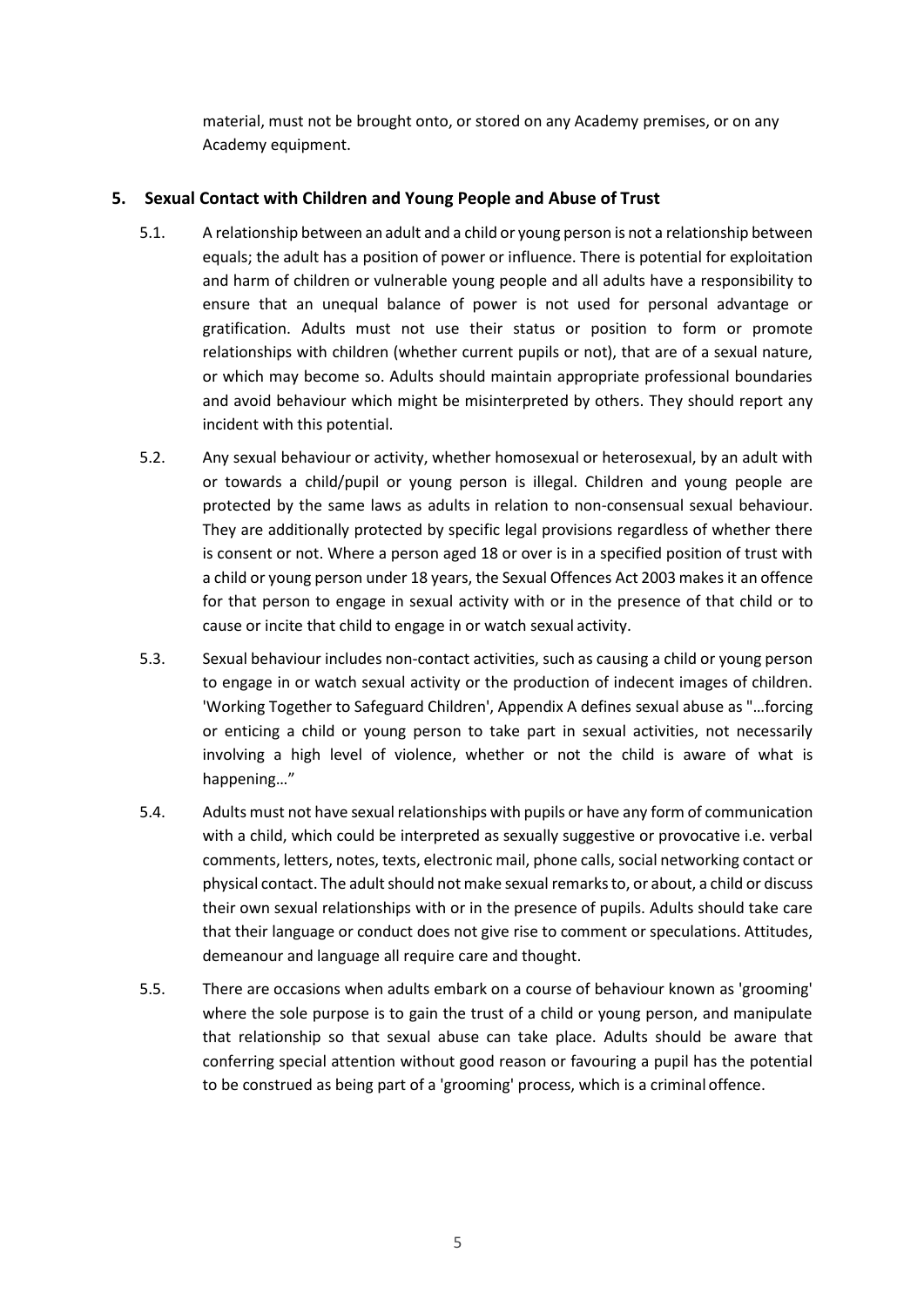material, must not be brought onto, or stored on any Academy premises, or on any Academy equipment.

## 5. Sexual Contact with Children and Young People and Abuse of Trust

5.1. A relationship between an adult and a child or young person is not a relationship between equals; the adult has a position of power or influence. There is potential for exploitation and harm of children or vulnerable young people and all adults have a responsibility to ensure that an unequal balance of power is not used for personal advantage or gratification. Adults must not use their status or position to form or promote relationships with children (whether current pupils or not), that are of a sexual nature, or which may become so. Adults should maintain appropriate professional boundaries and avoid behaviour which might be misinterpreted by others. They should report any incident with this potential.

5.2. Any sexual behaviour or activity, whether homosexual or heterosexual, by an adult with or towards a child/pupil or young person is illegal. Children and young people are protected by the same laws as adults in relation to non-consensual sexual behaviour. They are additionally protected by specific legal provisions regardless of whether there is consent or not. Where a person aged 18 or over is in a specified position of trust with a child or young person under 18 years, the Sexual Offences Act 2003 makes it an offence for that person to engage in sexual activity with or in the presence of that child or to cause or incite that child to engage in or watch sexual activity.

5.3. Sexual behaviour includes non-contact activities, such as causing a child or young person to engage in or watch sexual activity or the production of indecent images of children. 'Working Together to Safeguard Children', Appendix A defines sexual abuse as "…forcing or enticing a child or young person to take part in sexual activities, not necessarily involving a high level of violence, whether or not the child is aware of what is happening…"

5.4. Adults must not have sexual relationships with pupils or have any form of communication with a child, which could be interpreted as sexually suggestive or provocative i.e. verbal comments, letters, notes, texts, electronic mail, phone calls, social networking contact or physical contact. The adult should not make sexual remarks to, or about, a child or discuss their own sexual relationships with or in the presence of pupils. Adults should take care that their language or conduct does not give rise to comment or speculations. Attitudes, demeanour and language all require care and thought.

5.5. There are occasions when adults embark on a course of behaviour known as 'grooming' where the sole purpose is to gain the trust of a child or young person, and manipulate that relationship so that sexual abuse can take place. Adults should be aware that conferring special attention without good reason or favouring a pupil has the potential to be construed as being part of a 'grooming' process, which is a criminal offence.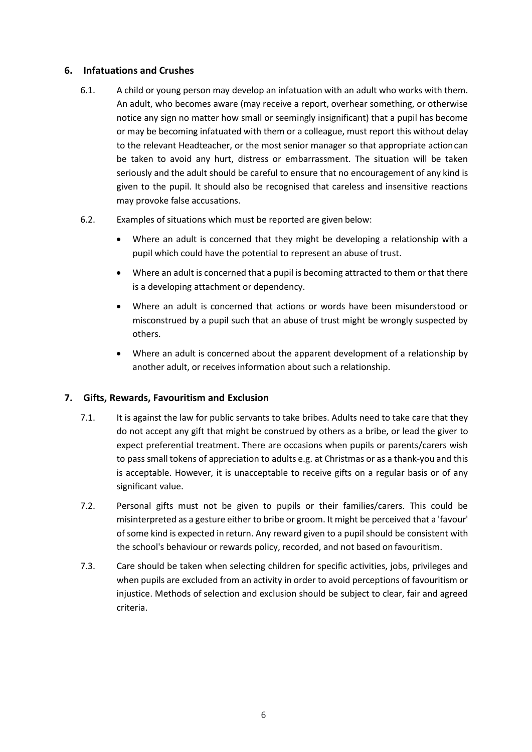## 6. Infatuations and Crushes

6.1. A child or young person may develop an infatuation with an adult who works with them. An adult, who becomes aware (may receive a report, overhear something, or otherwise notice any sign no matter how small or seemingly insignificant) that a pupil has become or may be becoming infatuated with them or a colleague, must report this without delay to the relevant Headteacher, or the most senior manager so that appropriate action can be taken to avoid any hurt, distress or embarrassment. The situation will be taken seriously and the adult should be careful to ensure that no encouragement of any kind is given to the pupil. It should also be recognised that careless and insensitive reactions may provoke false accusations.

6.2. Examples of situations which must be reported are given below:

- Where an adult is concerned that they might be developing a relationship with a pupil which could have the potential to represent an abuse of trust.
- Where an adult is concerned that a pupil is becoming attracted to them or that there is a developing attachment or dependency.
- Where an adult is concerned that actions or words have been misunderstood or misconstrued by a pupil such that an abuse of trust might be wrongly suspected by others.
- Where an adult is concerned about the apparent development of a relationship by another adult, or receives information about such a relationship.

## 7. Gifts, Rewards, Favouritism and Exclusion

7.1. It is against the law for public servants to take bribes. Adults need to take care that they do not accept any gift that might be construed by others as a bribe, or lead the giver to expect preferential treatment. There are occasions when pupils or parents/carers wish to pass small tokens of appreciation to adults e.g. at Christmas or as a thank-you and this is acceptable. However, it is unacceptable to receive gifts on a regular basis or of any significant value.

7.2. Personal gifts must not be given to pupils or their families/carers. This could be misinterpreted as a gesture either to bribe or groom. It might be perceived that a 'favour' of some kind is expected in return. Any reward given to a pupil should be consistent with the school's behaviour or rewards policy, recorded, and not based on favouritism.

7.3. Care should be taken when selecting children for specific activities, jobs, privileges and when pupils are excluded from an activity in order to avoid perceptions of favouritism or injustice. Methods of selection and exclusion should be subject to clear, fair and agreed criteria.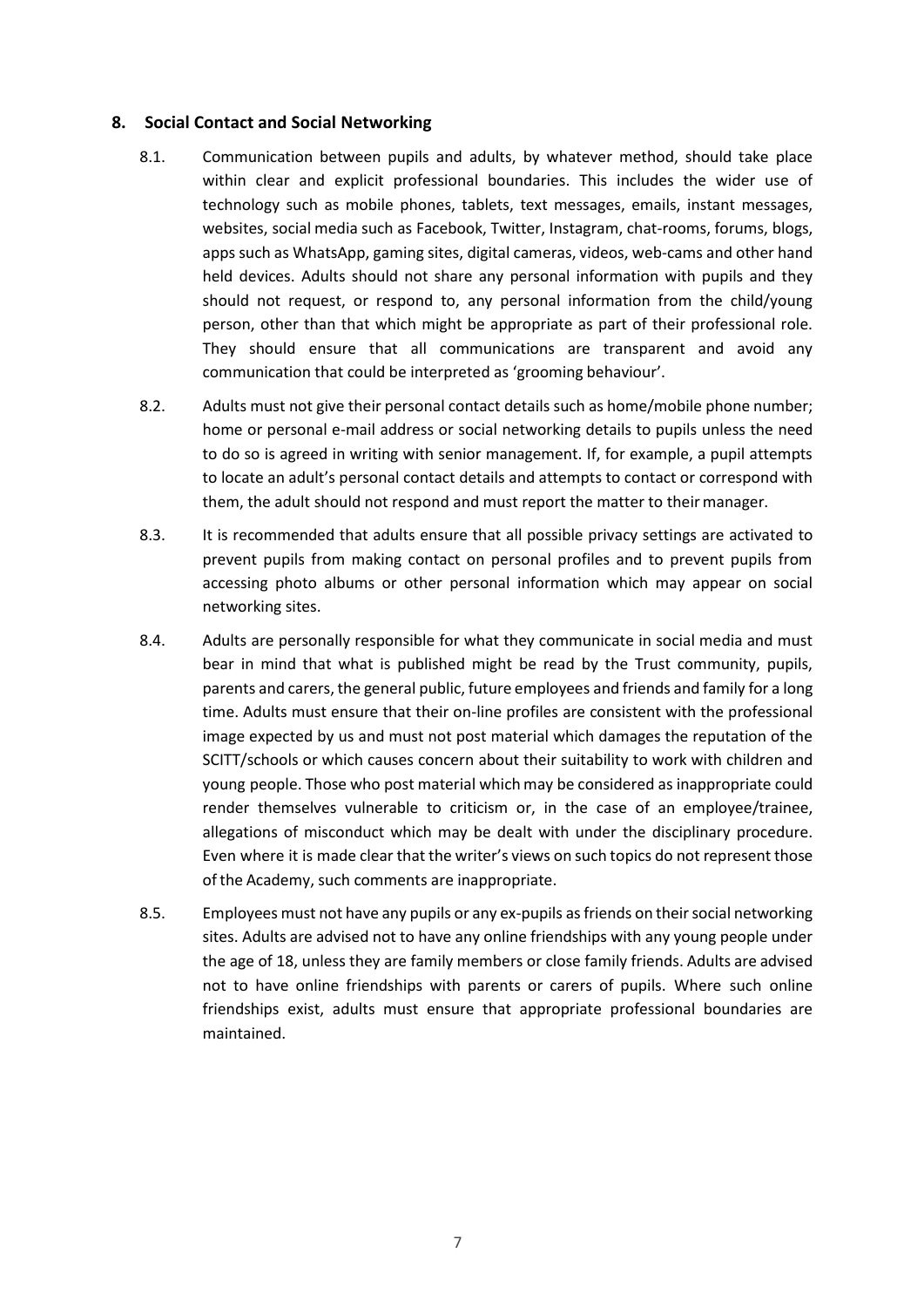## 8. Social Contact and Social Networking

8.1. Communication between pupils and adults, by whatever method, should take place within clear and explicit professional boundaries. This includes the wider use of technology such as mobile phones, tablets, text messages, emails, instant messages, websites, social media such as Facebook, Twitter, Instagram, chat-rooms, forums, blogs, apps such as WhatsApp, gaming sites, digital cameras, videos, web-cams and other hand held devices. Adults should not share any personal information with pupils and they should not request, or respond to, any personal information from the child/young person, other than that which might be appropriate as part of their professional role. They should ensure that all communications are transparent and avoid any communication that could be interpreted as 'grooming behaviour'.

8.2. Adults must not give their personal contact details such as home/mobile phone number; home or personal e-mail address or social networking details to pupils unless the need to do so is agreed in writing with senior management. If, for example, a pupil attempts to locate an adult's personal contact details and attempts to contact or correspond with them, the adult should not respond and must report the matter to their manager.

8.3. It is recommended that adults ensure that all possible privacy settings are activated to prevent pupils from making contact on personal profiles and to prevent pupils from accessing photo albums or other personal information which may appear on social networking sites.

8.4. Adults are personally responsible for what they communicate in social media and must bear in mind that what is published might be read by the Trust community, pupils, parents and carers, the general public, future employees and friends and family for a long time. Adults must ensure that their on-line profiles are consistent with the professional image expected by us and must not post material which damages the reputation of the SCITT/schools or which causes concern about their suitability to work with children and young people. Those who post material which may be considered as inappropriate could render themselves vulnerable to criticism or, in the case of an employee/trainee, allegations of misconduct which may be dealt with under the disciplinary procedure. Even where it is made clear that the writer's views on such topics do not represent those of the Academy, such comments are inappropriate.

8.5. Employees must not have any pupils or any ex-pupils as friends on their social networking sites. Adults are advised not to have any online friendships with any young people under the age of 18, unless they are family members or close family friends. Adults are advised not to have online friendships with parents or carers of pupils. Where such online friendships exist, adults must ensure that appropriate professional boundaries are maintained.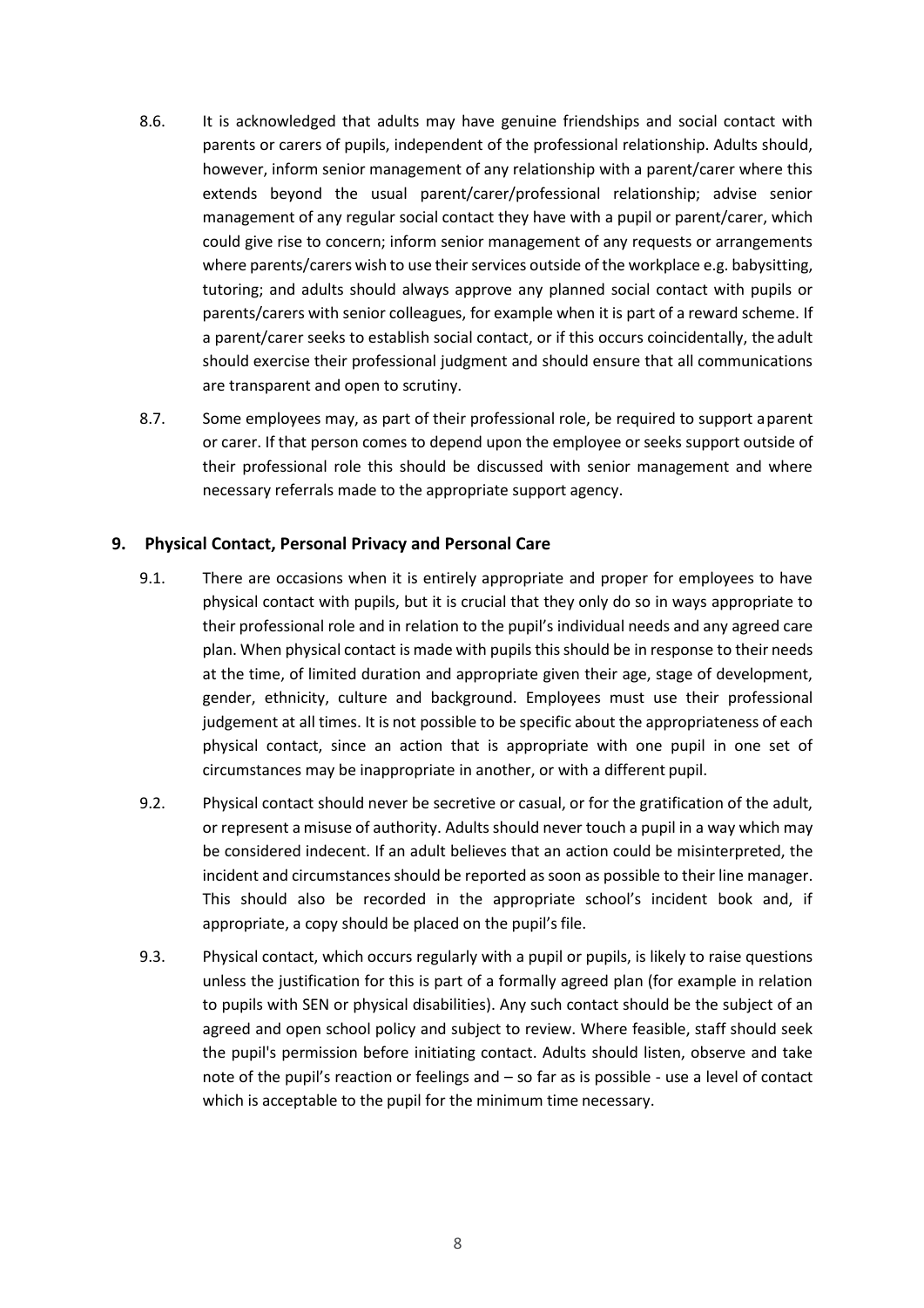8.6. It is acknowledged that adults may have genuine friendships and social contact with parents or carers of pupils, independent of the professional relationship. Adults should, however, inform senior management of any relationship with a parent/carer where this extends beyond the usual parent/carer/professional relationship; advise senior management of any regular social contact they have with a pupil or parent/carer, which could give rise to concern; inform senior management of any requests or arrangements where parents/carers wish to use their services outside of the workplace e.g. babysitting, tutoring; and adults should always approve any planned social contact with pupils or parents/carers with senior colleagues, for example when it is part of a reward scheme. If a parent/carer seeks to establish social contact, or if this occurs coincidentally, the adult should exercise their professional judgment and should ensure that all communications are transparent and open to scrutiny.

8.7. Some employees may, as part of their professional role, be required to support a parent or carer. If that person comes to depend upon the employee or seeks support outside of their professional role this should be discussed with senior management and where necessary referrals made to the appropriate support agency.

## 9. Physical Contact, Personal Privacy and Personal Care

9.1. There are occasions when it is entirely appropriate and proper for employees to have physical contact with pupils, but it is crucial that they only do so in ways appropriate to their professional role and in relation to the pupil's individual needs and any agreed care plan. When physical contact is made with pupils this should be in response to their needs at the time, of limited duration and appropriate given their age, stage of development, gender, ethnicity, culture and background. Employees must use their professional judgement at all times. It is not possible to be specific about the appropriateness of each physical contact, since an action that is appropriate with one pupil in one set of circumstances may be inappropriate in another, or with a different pupil.

9.2. Physical contact should never be secretive or casual, or for the gratification of the adult, or represent a misuse of authority. Adults should never touch a pupil in a way which may be considered indecent. If an adult believes that an action could be misinterpreted, the incident and circumstances should be reported as soon as possible to their line manager. This should also be recorded in the appropriate school's incident book and, if appropriate, a copy should be placed on the pupil's file.

9.3. Physical contact, which occurs regularly with a pupil or pupils, is likely to raise questions unless the justification for this is part of a formally agreed plan (for example in relation to pupils with SEN or physical disabilities). Any such contact should be the subject of an agreed and open school policy and subject to review. Where feasible, staff should seek the pupil's permission before initiating contact. Adults should listen, observe and take note of the pupil's reaction or feelings and – so far as is possible - use a level of contact which is acceptable to the pupil for the minimum time necessary.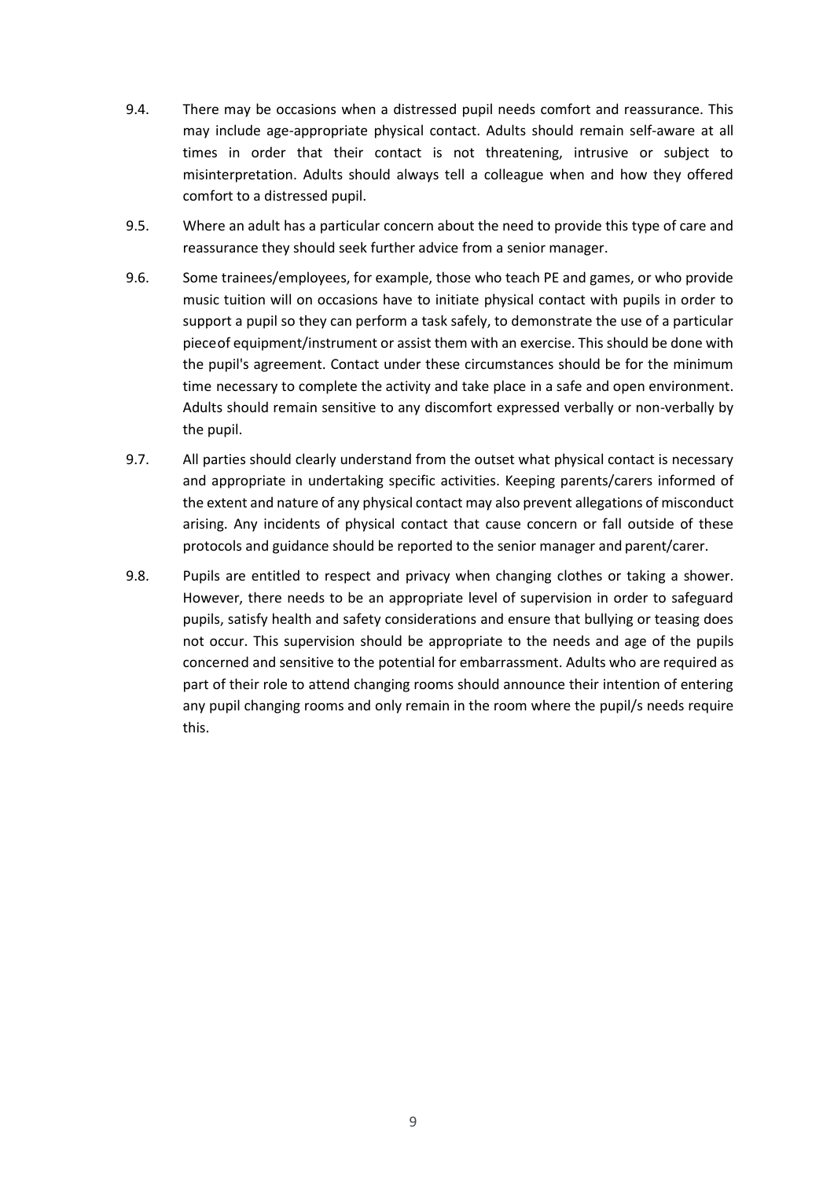9.4. There may be occasions when a distressed pupil needs comfort and reassurance. This may include age-appropriate physical contact. Adults should remain self-aware at all times in order that their contact is not threatening, intrusive or subject to misinterpretation. Adults should always tell a colleague when and how they offered comfort to a distressed pupil.

9.5. Where an adult has a particular concern about the need to provide this type of care and reassurance they should seek further advice from a senior manager.

9.6. Some trainees/employees, for example, those who teach PE and games, or who provide music tuition will on occasions have to initiate physical contact with pupils in order to support a pupil so they can perform a task safely, to demonstrate the use of a particular pieceof equipment/instrument or assist them with an exercise. This should be done with the pupil's agreement. Contact under these circumstances should be for the minimum time necessary to complete the activity and take place in a safe and open environment. Adults should remain sensitive to any discomfort expressed verbally or non-verbally by the pupil.

9.7. All parties should clearly understand from the outset what physical contact is necessary and appropriate in undertaking specific activities. Keeping parents/carers informed of the extent and nature of any physical contact may also prevent allegations of misconduct arising. Any incidents of physical contact that cause concern or fall outside of these protocols and guidance should be reported to the senior manager and parent/carer.

9.8. Pupils are entitled to respect and privacy when changing clothes or taking a shower. However, there needs to be an appropriate level of supervision in order to safeguard pupils, satisfy health and safety considerations and ensure that bullying or teasing does not occur. This supervision should be appropriate to the needs and age of the pupils concerned and sensitive to the potential for embarrassment. Adults who are required as part of their role to attend changing rooms should announce their intention of entering any pupil changing rooms and only remain in the room where the pupil/s needs require this.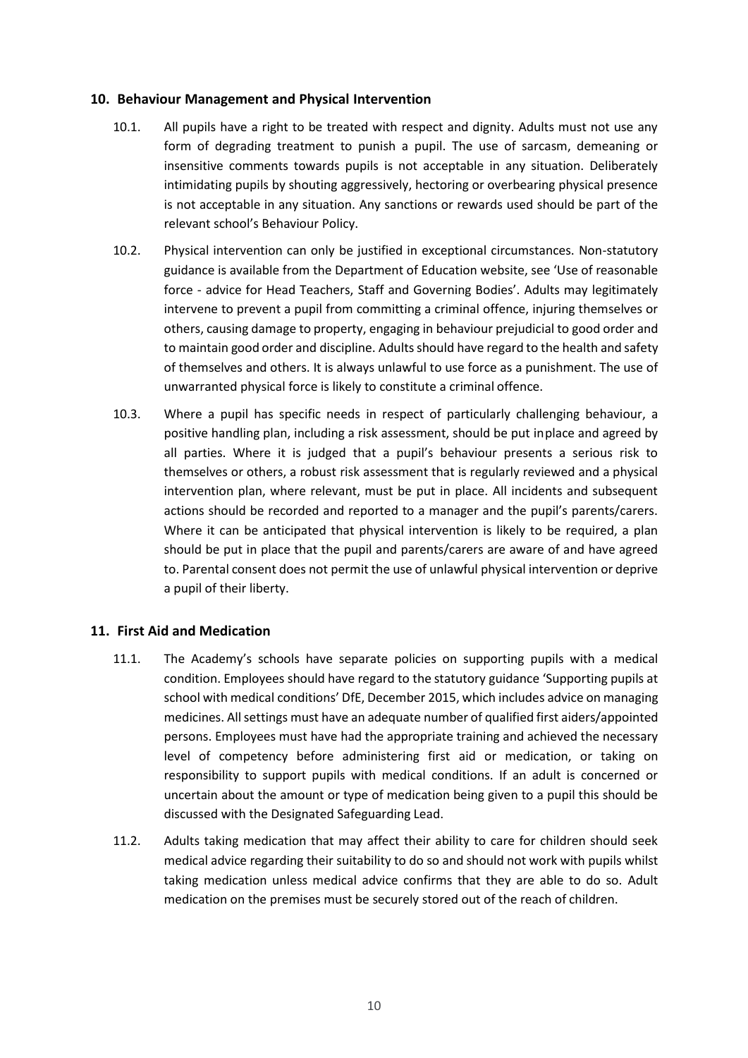## 10. Behaviour Management and Physical Intervention

10.1. All pupils have a right to be treated with respect and dignity. Adults must not use any form of degrading treatment to punish a pupil. The use of sarcasm, demeaning or insensitive comments towards pupils is not acceptable in any situation. Deliberately intimidating pupils by shouting aggressively, hectoring or overbearing physical presence is not acceptable in any situation. Any sanctions or rewards used should be part of the relevant school's Behaviour Policy.

10.2. Physical intervention can only be justified in exceptional circumstances. Non-statutory guidance is available from the Department of Education website, see 'Use of reasonable force - advice for Head Teachers, Staff and Governing Bodies'. Adults may legitimately intervene to prevent a pupil from committing a criminal offence, injuring themselves or others, causing damage to property, engaging in behaviour prejudicial to good order and to maintain good order and discipline. Adults should have regard to the health and safety of themselves and others. It is always unlawful to use force as a punishment. The use of unwarranted physical force is likely to constitute a criminal offence.

10.3. Where a pupil has specific needs in respect of particularly challenging behaviour, a positive handling plan, including a risk assessment, should be put inplace and agreed by all parties. Where it is judged that a pupil's behaviour presents a serious risk to themselves or others, a robust risk assessment that is regularly reviewed and a physical intervention plan, where relevant, must be put in place. All incidents and subsequent actions should be recorded and reported to a manager and the pupil's parents/carers. Where it can be anticipated that physical intervention is likely to be required, a plan should be put in place that the pupil and parents/carers are aware of and have agreed to. Parental consent does not permit the use of unlawful physical intervention or deprive a pupil of their liberty.

## 11. First Aid and Medication

11.1. The Academy's schools have separate policies on supporting pupils with a medical condition. Employees should have regard to the statutory guidance 'Supporting pupils at school with medical conditions' DfE, December 2015, which includes advice on managing medicines. All settings must have an adequate number of qualified first aiders/appointed persons. Employees must have had the appropriate training and achieved the necessary level of competency before administering first aid or medication, or taking on responsibility to support pupils with medical conditions. If an adult is concerned or uncertain about the amount or type of medication being given to a pupil this should be discussed with the Designated Safeguarding Lead.

11.2. Adults taking medication that may affect their ability to care for children should seek medical advice regarding their suitability to do so and should not work with pupils whilst taking medication unless medical advice confirms that they are able to do so. Adult medication on the premises must be securely stored out of the reach of children.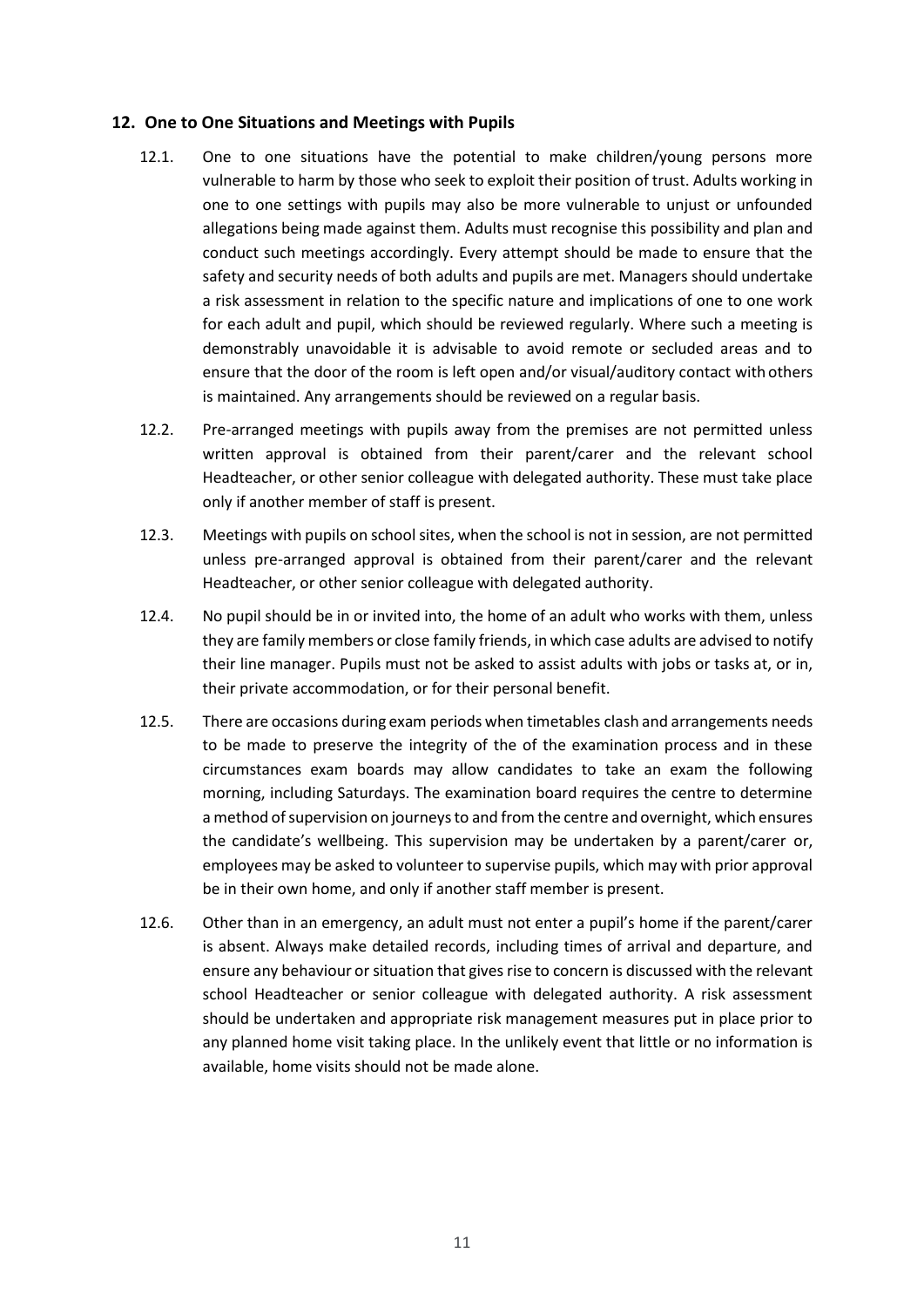## 12. One to One Situations and Meetings with Pupils

12.1. One to one situations have the potential to make children/young persons more vulnerable to harm by those who seek to exploit their position of trust. Adults working in one to one settings with pupils may also be more vulnerable to unjust or unfounded allegations being made against them. Adults must recognise this possibility and plan and conduct such meetings accordingly. Every attempt should be made to ensure that the safety and security needs of both adults and pupils are met. Managers should undertake a risk assessment in relation to the specific nature and implications of one to one work for each adult and pupil, which should be reviewed regularly. Where such a meeting is demonstrably unavoidable it is advisable to avoid remote or secluded areas and to ensure that the door of the room is left open and/or visual/auditory contact with others is maintained. Any arrangements should be reviewed on a regular basis.

12.2. Pre-arranged meetings with pupils away from the premises are not permitted unless written approval is obtained from their parent/carer and the relevant school Headteacher, or other senior colleague with delegated authority. These must take place only if another member of staff is present.

12.3. Meetings with pupils on school sites, when the school is not in session, are not permitted unless pre-arranged approval is obtained from their parent/carer and the relevant Headteacher, or other senior colleague with delegated authority.

12.4. No pupil should be in or invited into, the home of an adult who works with them, unless they are family members or close family friends, in which case adults are advised to notify their line manager. Pupils must not be asked to assist adults with jobs or tasks at, or in, their private accommodation, or for their personal benefit.

12.5. There are occasions during exam periods when timetables clash and arrangements needs to be made to preserve the integrity of the of the examination process and in these circumstances exam boards may allow candidates to take an exam the following morning, including Saturdays. The examination board requires the centre to determine a method of supervision on journeys to and from the centre and overnight, which ensures the candidate's wellbeing. This supervision may be undertaken by a parent/carer or, employees may be asked to volunteer to supervise pupils, which may with prior approval be in their own home, and only if another staff member is present.

12.6. Other than in an emergency, an adult must not enter a pupil's home if the parent/carer is absent. Always make detailed records, including times of arrival and departure, and ensure any behaviour or situation that gives rise to concern is discussed with the relevant school Headteacher or senior colleague with delegated authority. A risk assessment should be undertaken and appropriate risk management measures put in place prior to any planned home visit taking place. In the unlikely event that little or no information is available, home visits should not be made alone.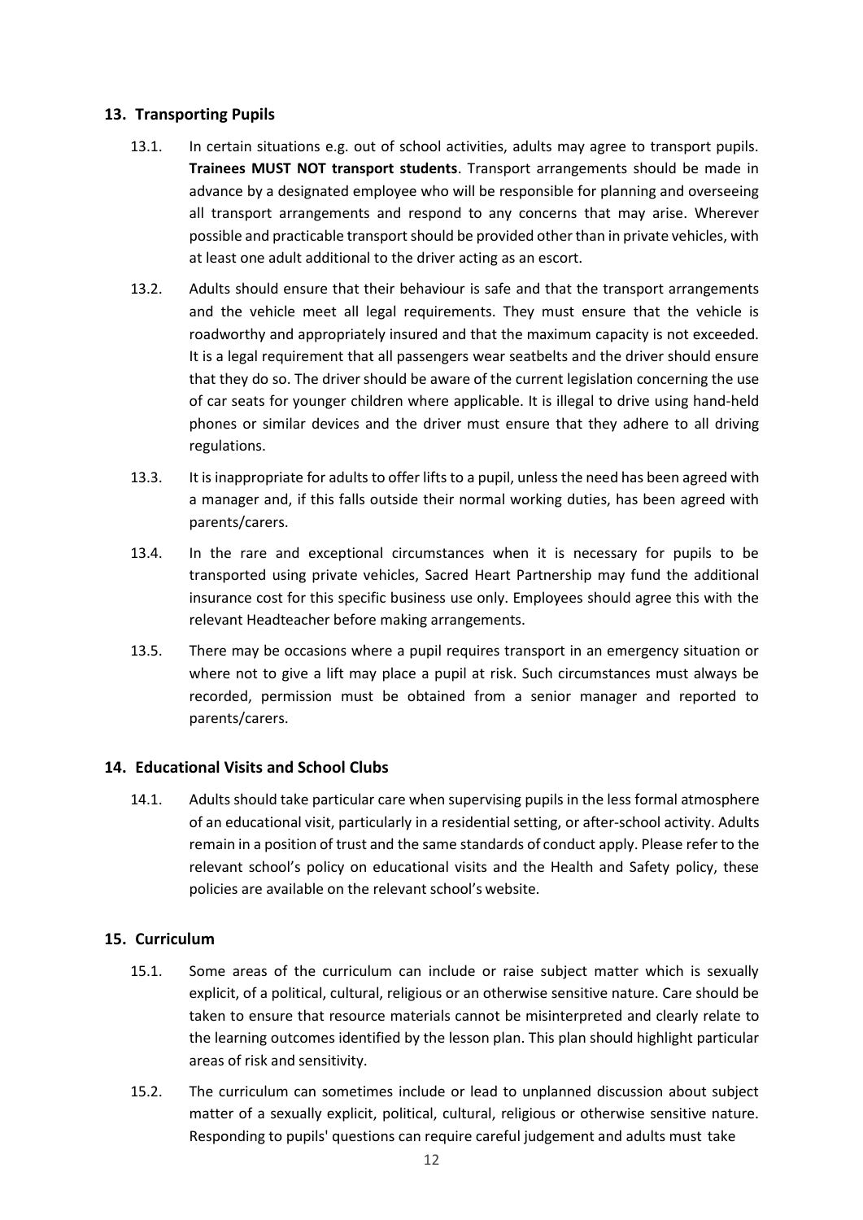## 13. Transporting Pupils

13.1. In certain situations e.g. out of school activities, adults may agree to transport pupils. **Trainees MUST NOT transport students**. Transport arrangements should be made in advance by a designated employee who will be responsible for planning and overseeing all transport arrangements and respond to any concerns that may arise. Wherever possible and practicable transport should be provided other than in private vehicles, with at least one adult additional to the driver acting as an escort.

13.2. Adults should ensure that their behaviour is safe and that the transport arrangements and the vehicle meet all legal requirements. They must ensure that the vehicle is roadworthy and appropriately insured and that the maximum capacity is not exceeded. It is a legal requirement that all passengers wear seatbelts and the driver should ensure that they do so. The driver should be aware of the current legislation concerning the use of car seats for younger children where applicable. It is illegal to drive using hand-held phones or similar devices and the driver must ensure that they adhere to all driving regulations.

13.3. It is inappropriate for adults to offer lifts to a pupil, unless the need has been agreed with a manager and, if this falls outside their normal working duties, has been agreed with parents/carers.

13.4. In the rare and exceptional circumstances when it is necessary for pupils to be transported using private vehicles, Sacred Heart Partnership may fund the additional insurance cost for this specific business use only. Employees should agree this with the relevant Headteacher before making arrangements.

13.5. There may be occasions where a pupil requires transport in an emergency situation or where not to give a lift may place a pupil at risk. Such circumstances must always be recorded, permission must be obtained from a senior manager and reported to parents/carers.

## 14. Educational Visits and School Clubs

14.1. Adults should take particular care when supervising pupils in the less formal atmosphere of an educational visit, particularly in a residential setting, or after-school activity. Adults remain in a position of trust and the same standards of conduct apply. Please refer to the relevant school's policy on educational visits and the Health and Safety policy, these policies are available on the relevant school's website.

## 15. Curriculum

15.1. Some areas of the curriculum can include or raise subject matter which is sexually explicit, of a political, cultural, religious or an otherwise sensitive nature. Care should be taken to ensure that resource materials cannot be misinterpreted and clearly relate to the learning outcomes identified by the lesson plan. This plan should highlight particular areas of risk and sensitivity.

15.2. The curriculum can sometimes include or lead to unplanned discussion about subject matter of a sexually explicit, political, cultural, religious or otherwise sensitive nature. Responding to pupils' questions can require careful judgement and adults must take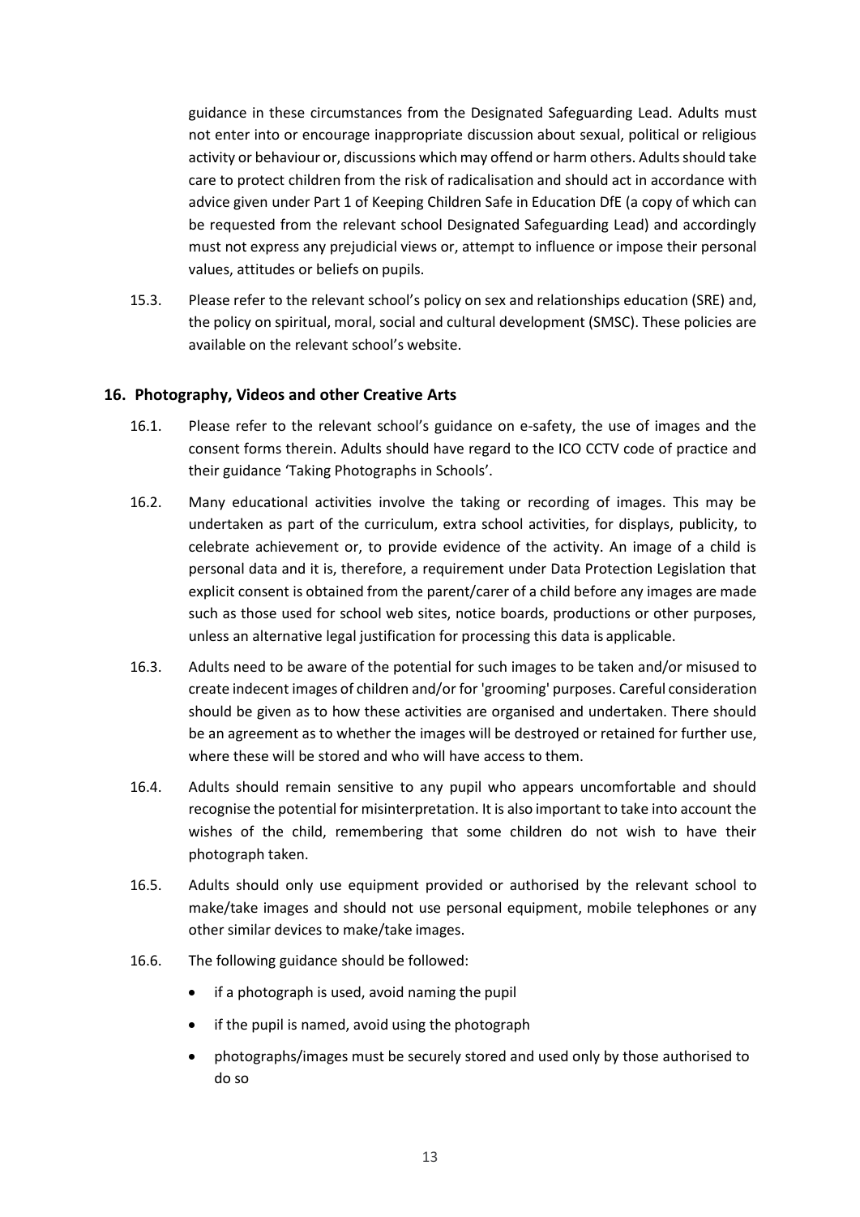guidance in these circumstances from the Designated Safeguarding Lead. Adults must not enter into or encourage inappropriate discussion about sexual, political or religious activity or behaviour or, discussions which may offend or harm others. Adults should take care to protect children from the risk of radicalisation and should act in accordance with advice given under Part 1 of Keeping Children Safe in Education DfE (a copy of which can be requested from the relevant school Designated Safeguarding Lead) and accordingly must not express any prejudicial views or, attempt to influence or impose their personal values, attitudes or beliefs on pupils.

15.3. Please refer to the relevant school's policy on sex and relationships education (SRE) and, the policy on spiritual, moral, social and cultural development (SMSC). These policies are available on the relevant school's website.

## 16. Photography, Videos and other Creative Arts

16.1. Please refer to the relevant school's guidance on e-safety, the use of images and the consent forms therein. Adults should have regard to the ICO CCTV code of practice and their guidance 'Taking Photographs in Schools'.

16.2. Many educational activities involve the taking or recording of images. This may be undertaken as part of the curriculum, extra school activities, for displays, publicity, to celebrate achievement or, to provide evidence of the activity. An image of a child is personal data and it is, therefore, a requirement under Data Protection Legislation that explicit consent is obtained from the parent/carer of a child before any images are made such as those used for school web sites, notice boards, productions or other purposes, unless an alternative legal justification for processing this data is applicable.

16.3. Adults need to be aware of the potential for such images to be taken and/or misused to create indecent images of children and/or for 'grooming' purposes. Careful consideration should be given as to how these activities are organised and undertaken. There should be an agreement as to whether the images will be destroyed or retained for further use, where these will be stored and who will have access to them.

16.4. Adults should remain sensitive to any pupil who appears uncomfortable and should recognise the potential for misinterpretation. It is also important to take into account the wishes of the child, remembering that some children do not wish to have their photograph taken.

16.5. Adults should only use equipment provided or authorised by the relevant school to make/take images and should not use personal equipment, mobile telephones or any other similar devices to make/take images.

16.6. The following guidance should be followed:

- if a photograph is used, avoid naming the pupil
- if the pupil is named, avoid using the photograph
- photographs/images must be securely stored and used only by those authorised to do so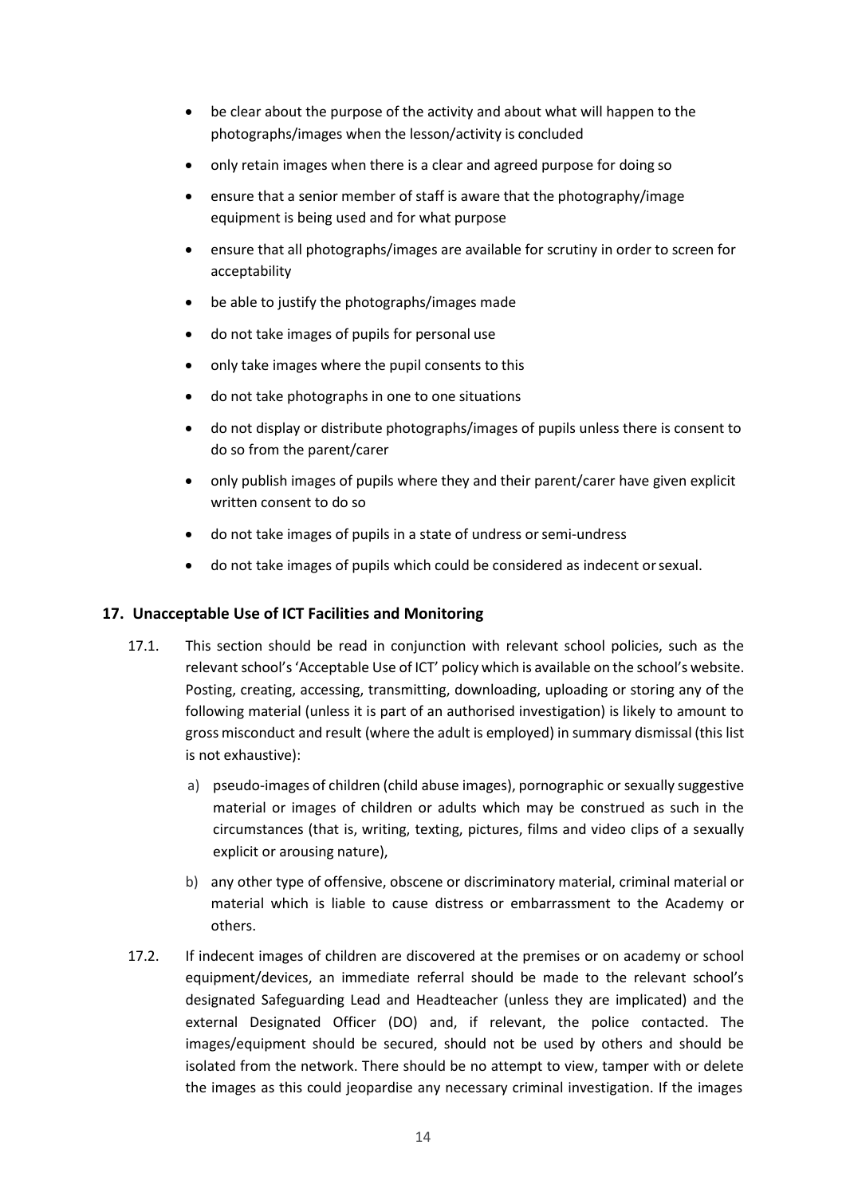- be clear about the purpose of the activity and about what will happen to the photographs/images when the lesson/activity is concluded
- only retain images when there is a clear and agreed purpose for doing so
- ensure that a senior member of staff is aware that the photography/image equipment is being used and for what purpose
- ensure that all photographs/images are available for scrutiny in order to screen for acceptability
- be able to justify the photographs/images made
- do not take images of pupils for personal use
- only take images where the pupil consents to this
- do not take photographs in one to one situations
- do not display or distribute photographs/images of pupils unless there is consent to do so from the parent/carer
- only publish images of pupils where they and their parent/carer have given explicit written consent to do so
- do not take images of pupils in a state of undress or semi-undress
- do not take images of pupils which could be considered as indecent or sexual.

## 17. Unacceptable Use of ICT Facilities and Monitoring

17.1. This section should be read in conjunction with relevant school policies, such as the relevant school's 'Acceptable Use of ICT' policy which is available on the school's website. Posting, creating, accessing, transmitting, downloading, uploading or storing any of the following material (unless it is part of an authorised investigation) is likely to amount to gross misconduct and result (where the adult is employed) in summary dismissal (this list is not exhaustive):

a) pseudo-images of children (child abuse images), pornographic or sexually suggestive material or images of children or adults which may be construed as such in the circumstances (that is, writing, texting, pictures, films and video clips of a sexually explicit or arousing nature),

b) any other type of offensive, obscene or discriminatory material, criminal material or material which is liable to cause distress or embarrassment to the Academy or others.

17.2. If indecent images of children are discovered at the premises or on academy or school equipment/devices, an immediate referral should be made to the relevant school's designated Safeguarding Lead and Headteacher (unless they are implicated) and the external Designated Officer (DO) and, if relevant, the police contacted. The images/equipment should be secured, should not be used by others and should be isolated from the network. There should be no attempt to view, tamper with or delete the images as this could jeopardise any necessary criminal investigation. If the images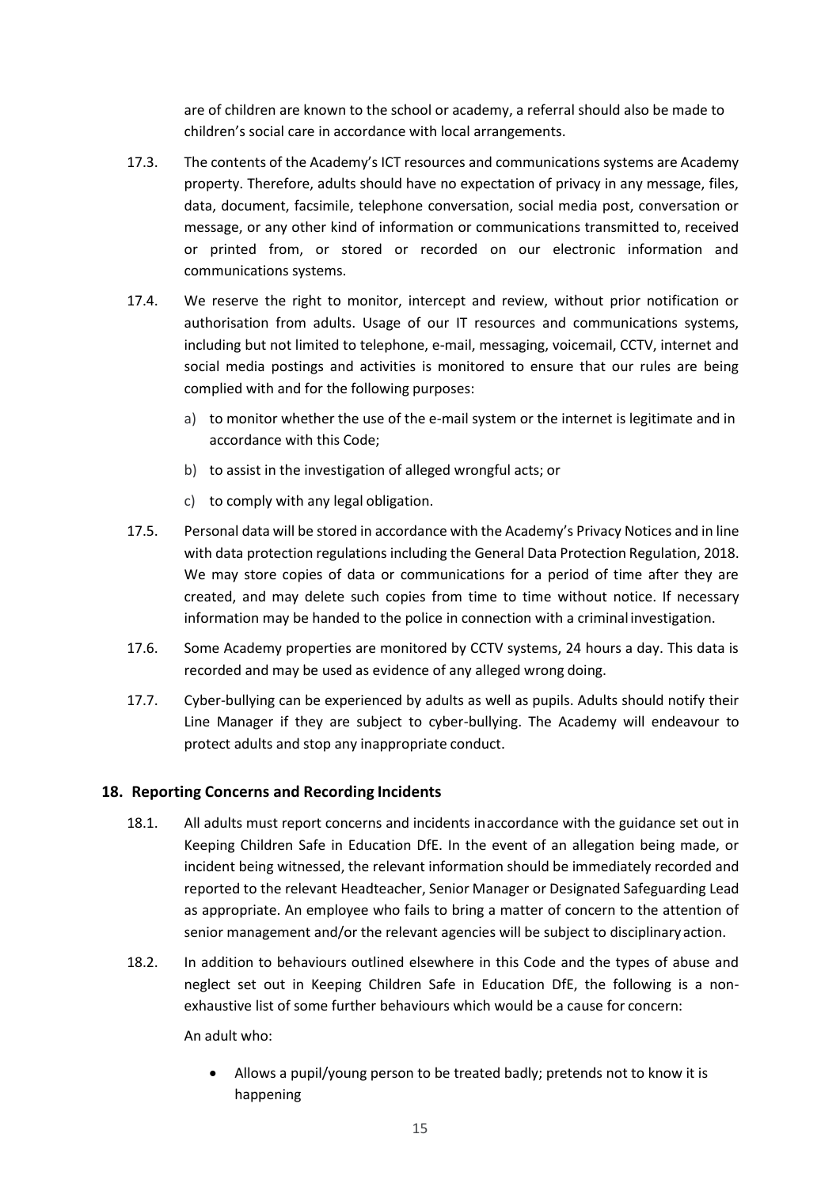are of children are known to the school or academy, a referral should also be made to children's social care in accordance with local arrangements.

17.3. The contents of the Academy's ICT resources and communications systems are Academy property. Therefore, adults should have no expectation of privacy in any message, files, data, document, facsimile, telephone conversation, social media post, conversation or message, or any other kind of information or communications transmitted to, received or printed from, or stored or recorded on our electronic information and communications systems.

17.4. We reserve the right to monitor, intercept and review, without prior notification or authorisation from adults. Usage of our IT resources and communications systems, including but not limited to telephone, e-mail, messaging, voicemail, CCTV, internet and social media postings and activities is monitored to ensure that our rules are being complied with and for the following purposes:

a) to monitor whether the use of the e-mail system or the internet is legitimate and in accordance with this Code;

b) to assist in the investigation of alleged wrongful acts; or

c) to comply with any legal obligation.

17.5. Personal data will be stored in accordance with the Academy's Privacy Notices and in line with data protection regulations including the General Data Protection Regulation, 2018. We may store copies of data or communications for a period of time after they are created, and may delete such copies from time to time without notice. If necessary information may be handed to the police in connection with a criminal investigation.

17.6. Some Academy properties are monitored by CCTV systems, 24 hours a day. This data is recorded and may be used as evidence of any alleged wrong doing.

17.7. Cyber-bullying can be experienced by adults as well as pupils. Adults should notify their Line Manager if they are subject to cyber-bullying. The Academy will endeavour to protect adults and stop any inappropriate conduct.

## 18. Reporting Concerns and Recording Incidents

18.1. All adults must report concerns and incidents inaccordance with the guidance set out in Keeping Children Safe in Education DfE. In the event of an allegation being made, or incident being witnessed, the relevant information should be immediately recorded and reported to the relevant Headteacher, Senior Manager or Designated Safeguarding Lead as appropriate. An employee who fails to bring a matter of concern to the attention of senior management and/or the relevant agencies will be subject to disciplinary action.

18.2. In addition to behaviours outlined elsewhere in this Code and the types of abuse and neglect set out in Keeping Children Safe in Education DfE, the following is a non-exhaustive list of some further behaviours which would be a cause for concern:

An adult who:

- Allows a pupil/young person to be treated badly; pretends not to know it is happening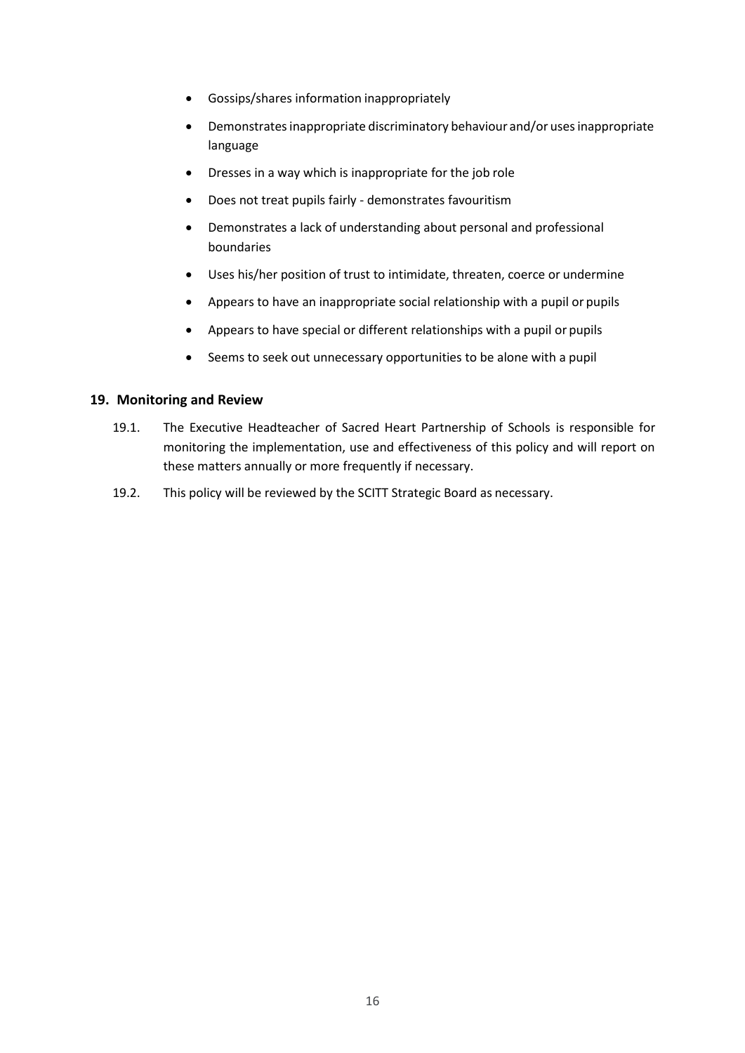- Gossips/shares information inappropriately
- Demonstrates inappropriate discriminatory behaviour and/or uses inappropriate language
- Dresses in a way which is inappropriate for the job role
- Does not treat pupils fairly - demonstrates favouritism
- Demonstrates a lack of understanding about personal and professional boundaries
- Uses his/her position of trust to intimidate, threaten, coerce or undermine
- Appears to have an inappropriate social relationship with a pupil or pupils
- Appears to have special or different relationships with a pupil or pupils
- Seems to seek out unnecessary opportunities to be alone with a pupil

## 19. Monitoring and Review

19.1. The Executive Headteacher of Sacred Heart Partnership of Schools is responsible for monitoring the implementation, use and effectiveness of this policy and will report on these matters annually or more frequently if necessary.

19.2. This policy will be reviewed by the SCITT Strategic Board as necessary.